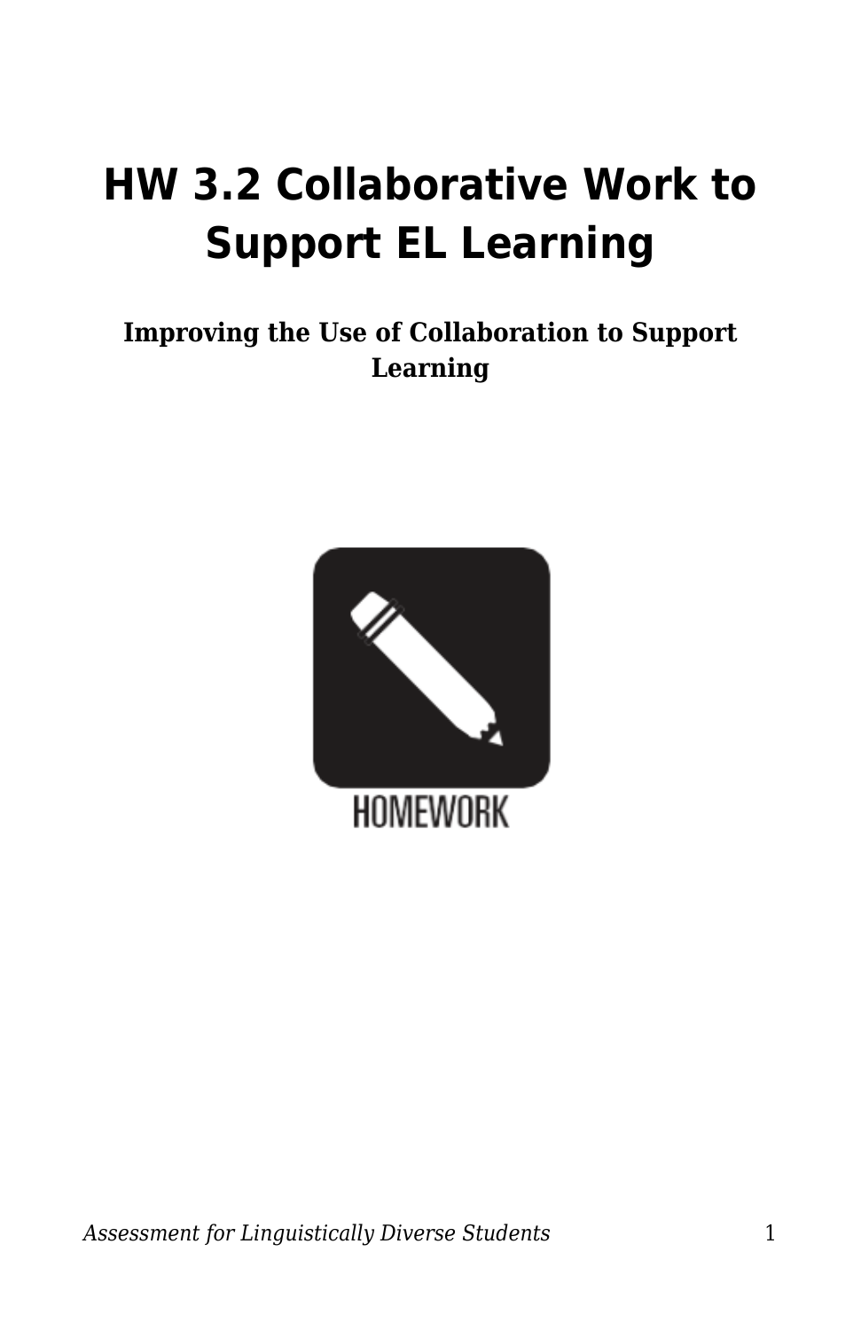# HW 3.2 Collaborative Work to Support EL Learning

**Improving the Use of Collaboration to Support Learning**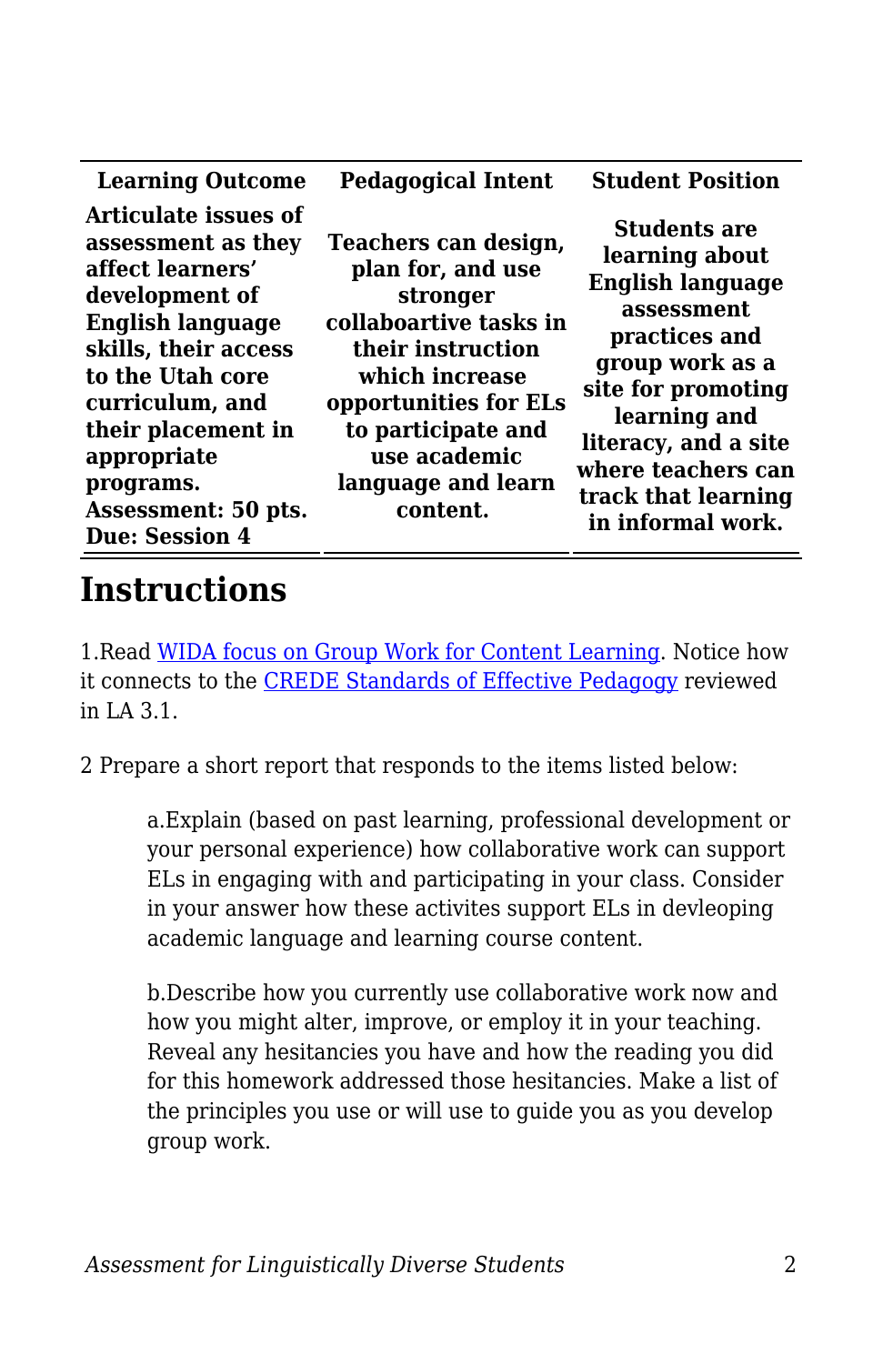| Learning Outcome | Pedagogical Intent | Student Position |
|---|---|---|
| **Articulate issues of assessment as they affect learners' development of English language skills, their access to the Utah core curriculum, and their placement in appropriate programs. Assessment: 50 pts. Due: Session 4** | **Teachers can design, plan for, and use stronger collaboartive tasks in their instruction which increase opportunities for ELs to participate and use academic language and learn content.** | **Students are learning about English language assessment practices and group work as a site for promoting learning and literacy, and a site where teachers can track that learning in informal work.** |

## Instructions

1.Read WIDA focus on Group Work for Content Learning. Notice how it connects to the CREDE Standards of Effective Pedagogy reviewed in LA 3.1.

2 Prepare a short report that responds to the items listed below:

> a.Explain (based on past learning, professional development or your personal experience) how collaborative work can support ELs in engaging with and participating in your class. Consider in your answer how these activites support ELs in devleoping academic language and learning course content.
>
> b.Describe how you currently use collaborative work now and how you might alter, improve, or employ it in your teaching. Reveal any hesitancies you have and how the reading you did for this homework addressed those hesitancies. Make a list of the principles you use or will use to guide you as you develop group work.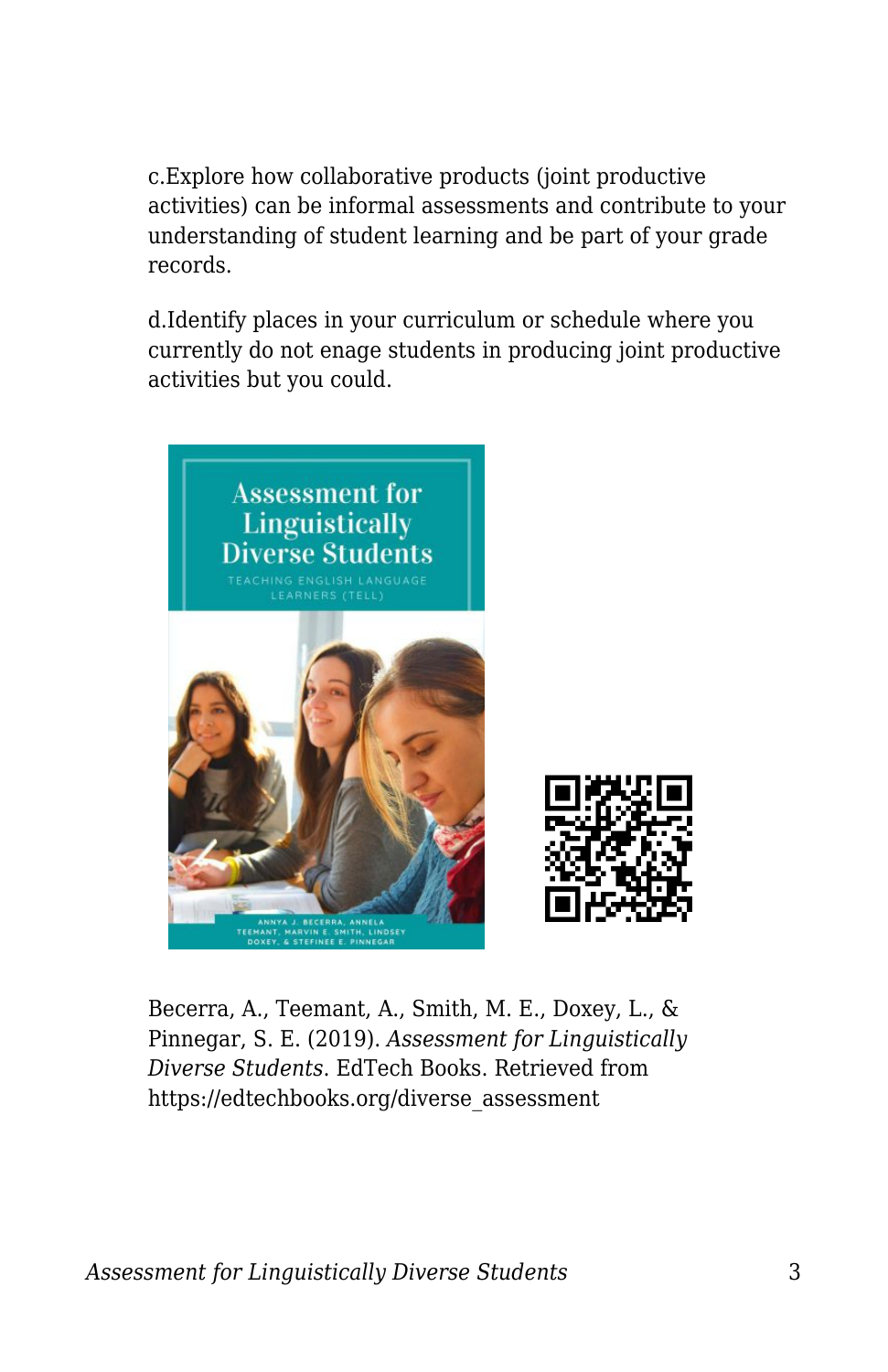c.Explore how collaborative products (joint productive activities) can be informal assessments and contribute to your understanding of student learning and be part of your grade records.

d.Identify places in your curriculum or schedule where you currently do not enage students in producing joint productive activities but you could.

Becerra, A., Teemant, A., Smith, M. E., Doxey, L., & Pinnegar, S. E. (2019). *Assessment for Linguistically Diverse Students*. EdTech Books. Retrieved from https://edtechbooks.org/diverse_assessment